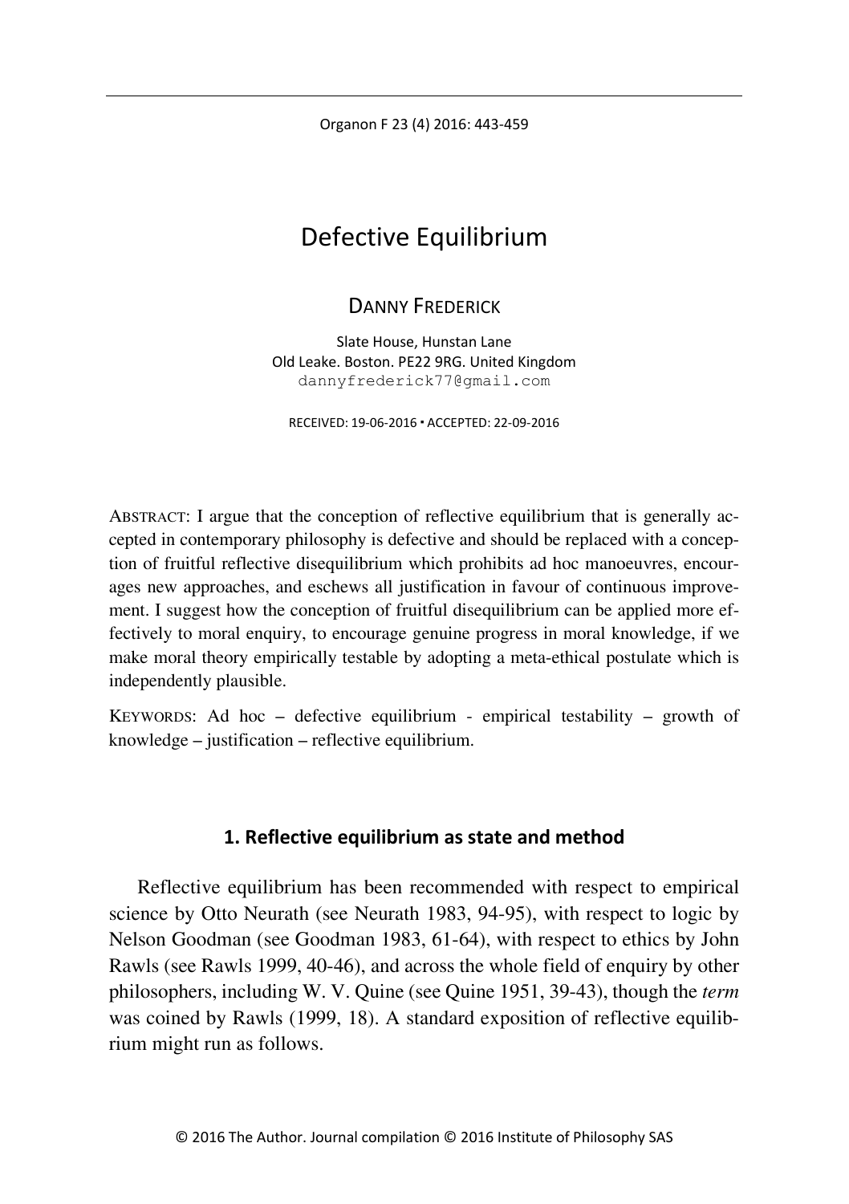# Defective Equilibrium

DANNY FREDERICK

Slate House, Hunstan Lane
Old Leake. Boston. PE22 9RG. United Kingdom
dannyfrederick77@gmail.com

RECEIVED: 19-06-2016 ▪ ACCEPTED: 22-09-2016

ABSTRACT: I argue that the conception of reflective equilibrium that is generally accepted in contemporary philosophy is defective and should be replaced with a conception of fruitful reflective disequilibrium which prohibits ad hoc manoeuvres, encourages new approaches, and eschews all justification in favour of continuous improvement. I suggest how the conception of fruitful disequilibrium can be applied more effectively to moral enquiry, to encourage genuine progress in moral knowledge, if we make moral theory empirically testable by adopting a meta-ethical postulate which is independently plausible.

KEYWORDS: Ad hoc – defective equilibrium - empirical testability – growth of knowledge – justification – reflective equilibrium.

## 1. Reflective equilibrium as state and method

Reflective equilibrium has been recommended with respect to empirical science by Otto Neurath (see Neurath 1983, 94-95), with respect to logic by Nelson Goodman (see Goodman 1983, 61-64), with respect to ethics by John Rawls (see Rawls 1999, 40-46), and across the whole field of enquiry by other philosophers, including W. V. Quine (see Quine 1951, 39-43), though the *term* was coined by Rawls (1999, 18). A standard exposition of reflective equilibrium might run as follows.

© 2016 The Author. Journal compilation © 2016 Institute of Philosophy SAS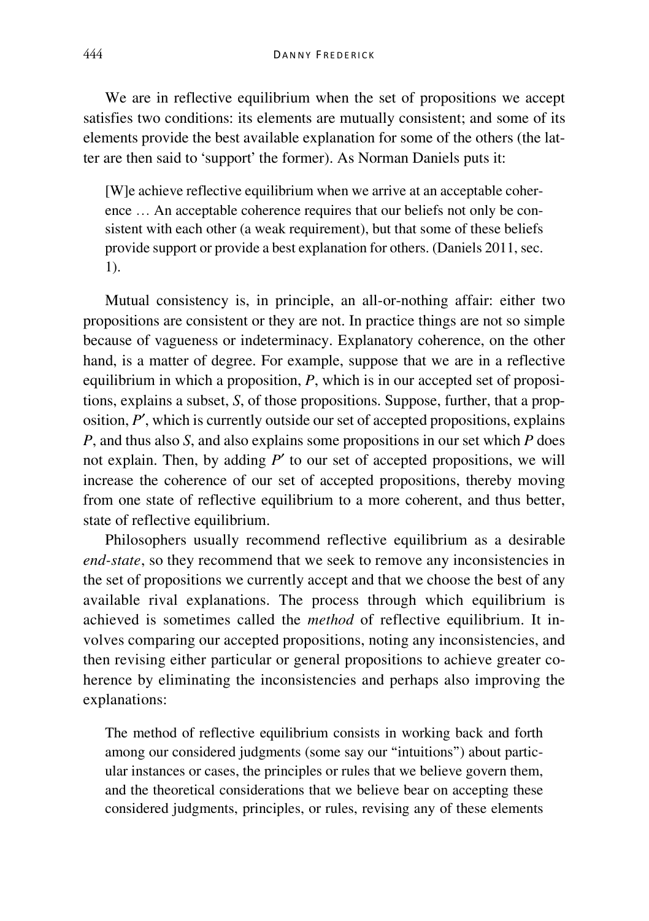We are in reflective equilibrium when the set of propositions we accept satisfies two conditions: its elements are mutually consistent; and some of its elements provide the best available explanation for some of the others (the latter are then said to 'support' the former). As Norman Daniels puts it:

> [W]e achieve reflective equilibrium when we arrive at an acceptable coherence … An acceptable coherence requires that our beliefs not only be consistent with each other (a weak requirement), but that some of these beliefs provide support or provide a best explanation for others. (Daniels 2011, sec. 1).

Mutual consistency is, in principle, an all-or-nothing affair: either two propositions are consistent or they are not. In practice things are not so simple because of vagueness or indeterminacy. Explanatory coherence, on the other hand, is a matter of degree. For example, suppose that we are in a reflective equilibrium in which a proposition, *P*, which is in our accepted set of propositions, explains a subset, *S*, of those propositions. Suppose, further, that a proposition, *P′*, which is currently outside our set of accepted propositions, explains *P*, and thus also *S*, and also explains some propositions in our set which *P* does not explain. Then, by adding *P′* to our set of accepted propositions, we will increase the coherence of our set of accepted propositions, thereby moving from one state of reflective equilibrium to a more coherent, and thus better, state of reflective equilibrium.

Philosophers usually recommend reflective equilibrium as a desirable *end-state*, so they recommend that we seek to remove any inconsistencies in the set of propositions we currently accept and that we choose the best of any available rival explanations. The process through which equilibrium is achieved is sometimes called the *method* of reflective equilibrium. It involves comparing our accepted propositions, noting any inconsistencies, and then revising either particular or general propositions to achieve greater coherence by eliminating the inconsistencies and perhaps also improving the explanations:

> The method of reflective equilibrium consists in working back and forth among our considered judgments (some say our "intuitions") about particular instances or cases, the principles or rules that we believe govern them, and the theoretical considerations that we believe bear on accepting these considered judgments, principles, or rules, revising any of these elements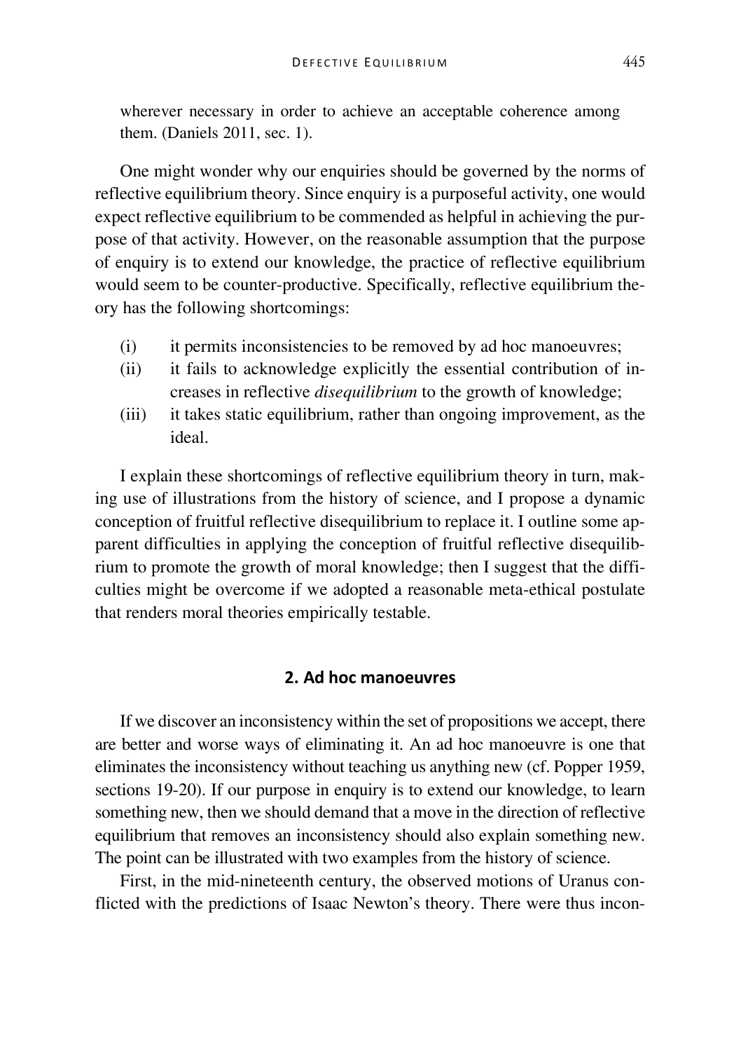wherever necessary in order to achieve an acceptable coherence among them. (Daniels 2011, sec. 1).

One might wonder why our enquiries should be governed by the norms of reflective equilibrium theory. Since enquiry is a purposeful activity, one would expect reflective equilibrium to be commended as helpful in achieving the purpose of that activity. However, on the reasonable assumption that the purpose of enquiry is to extend our knowledge, the practice of reflective equilibrium would seem to be counter-productive. Specifically, reflective equilibrium theory has the following shortcomings:

(i) it permits inconsistencies to be removed by ad hoc manoeuvres;
(ii) it fails to acknowledge explicitly the essential contribution of increases in reflective *disequilibrium* to the growth of knowledge;
(iii) it takes static equilibrium, rather than ongoing improvement, as the ideal.

I explain these shortcomings of reflective equilibrium theory in turn, making use of illustrations from the history of science, and I propose a dynamic conception of fruitful reflective disequilibrium to replace it. I outline some apparent difficulties in applying the conception of fruitful reflective disequilibrium to promote the growth of moral knowledge; then I suggest that the difficulties might be overcome if we adopted a reasonable meta-ethical postulate that renders moral theories empirically testable.

## 2. Ad hoc manoeuvres

If we discover an inconsistency within the set of propositions we accept, there are better and worse ways of eliminating it. An ad hoc manoeuvre is one that eliminates the inconsistency without teaching us anything new (cf. Popper 1959, sections 19-20). If our purpose in enquiry is to extend our knowledge, to learn something new, then we should demand that a move in the direction of reflective equilibrium that removes an inconsistency should also explain something new. The point can be illustrated with two examples from the history of science.

First, in the mid-nineteenth century, the observed motions of Uranus conflicted with the predictions of Isaac Newton's theory. There were thus incon-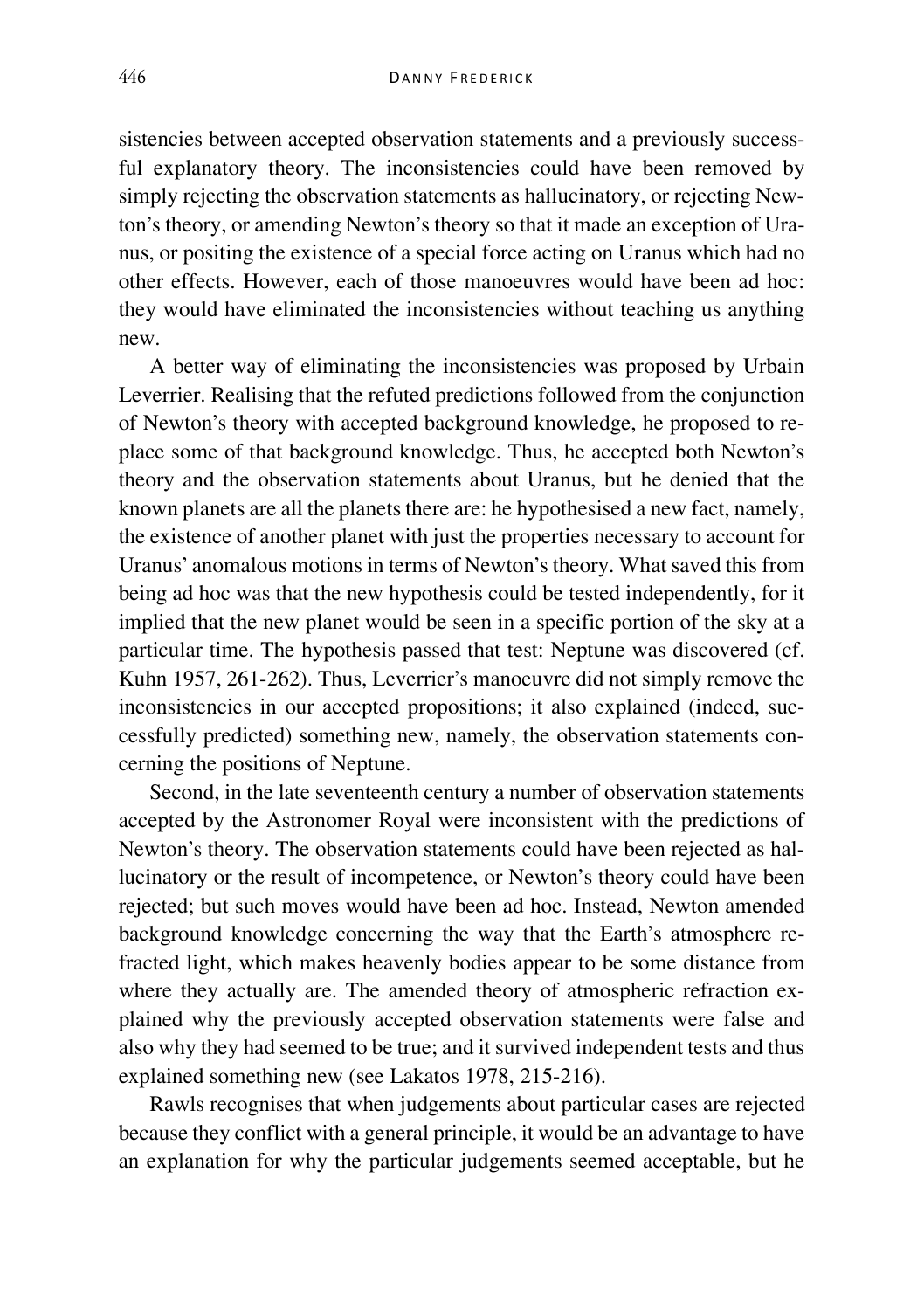sistencies between accepted observation statements and a previously successful explanatory theory. The inconsistencies could have been removed by simply rejecting the observation statements as hallucinatory, or rejecting Newton's theory, or amending Newton's theory so that it made an exception of Uranus, or positing the existence of a special force acting on Uranus which had no other effects. However, each of those manoeuvres would have been ad hoc: they would have eliminated the inconsistencies without teaching us anything new.

A better way of eliminating the inconsistencies was proposed by Urbain Leverrier. Realising that the refuted predictions followed from the conjunction of Newton's theory with accepted background knowledge, he proposed to replace some of that background knowledge. Thus, he accepted both Newton's theory and the observation statements about Uranus, but he denied that the known planets are all the planets there are: he hypothesised a new fact, namely, the existence of another planet with just the properties necessary to account for Uranus' anomalous motions in terms of Newton's theory. What saved this from being ad hoc was that the new hypothesis could be tested independently, for it implied that the new planet would be seen in a specific portion of the sky at a particular time. The hypothesis passed that test: Neptune was discovered (cf. Kuhn 1957, 261-262). Thus, Leverrier's manoeuvre did not simply remove the inconsistencies in our accepted propositions; it also explained (indeed, successfully predicted) something new, namely, the observation statements concerning the positions of Neptune.

Second, in the late seventeenth century a number of observation statements accepted by the Astronomer Royal were inconsistent with the predictions of Newton's theory. The observation statements could have been rejected as hallucinatory or the result of incompetence, or Newton's theory could have been rejected; but such moves would have been ad hoc. Instead, Newton amended background knowledge concerning the way that the Earth's atmosphere refracted light, which makes heavenly bodies appear to be some distance from where they actually are. The amended theory of atmospheric refraction explained why the previously accepted observation statements were false and also why they had seemed to be true; and it survived independent tests and thus explained something new (see Lakatos 1978, 215-216).

Rawls recognises that when judgements about particular cases are rejected because they conflict with a general principle, it would be an advantage to have an explanation for why the particular judgements seemed acceptable, but he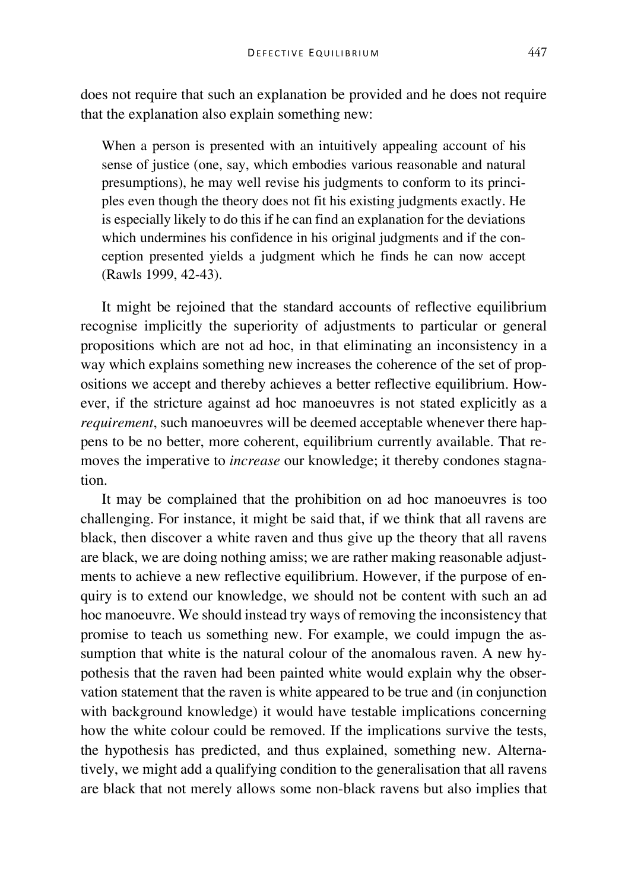does not require that such an explanation be provided and he does not require that the explanation also explain something new:

> When a person is presented with an intuitively appealing account of his sense of justice (one, say, which embodies various reasonable and natural presumptions), he may well revise his judgments to conform to its principles even though the theory does not fit his existing judgments exactly. He is especially likely to do this if he can find an explanation for the deviations which undermines his confidence in his original judgments and if the conception presented yields a judgment which he finds he can now accept (Rawls 1999, 42-43).

It might be rejoined that the standard accounts of reflective equilibrium recognise implicitly the superiority of adjustments to particular or general propositions which are not ad hoc, in that eliminating an inconsistency in a way which explains something new increases the coherence of the set of propositions we accept and thereby achieves a better reflective equilibrium. However, if the stricture against ad hoc manoeuvres is not stated explicitly as a *requirement*, such manoeuvres will be deemed acceptable whenever there happens to be no better, more coherent, equilibrium currently available. That removes the imperative to *increase* our knowledge; it thereby condones stagnation.

It may be complained that the prohibition on ad hoc manoeuvres is too challenging. For instance, it might be said that, if we think that all ravens are black, then discover a white raven and thus give up the theory that all ravens are black, we are doing nothing amiss; we are rather making reasonable adjustments to achieve a new reflective equilibrium. However, if the purpose of enquiry is to extend our knowledge, we should not be content with such an ad hoc manoeuvre. We should instead try ways of removing the inconsistency that promise to teach us something new. For example, we could impugn the assumption that white is the natural colour of the anomalous raven. A new hypothesis that the raven had been painted white would explain why the observation statement that the raven is white appeared to be true and (in conjunction with background knowledge) it would have testable implications concerning how the white colour could be removed. If the implications survive the tests, the hypothesis has predicted, and thus explained, something new. Alternatively, we might add a qualifying condition to the generalisation that all ravens are black that not merely allows some non-black ravens but also implies that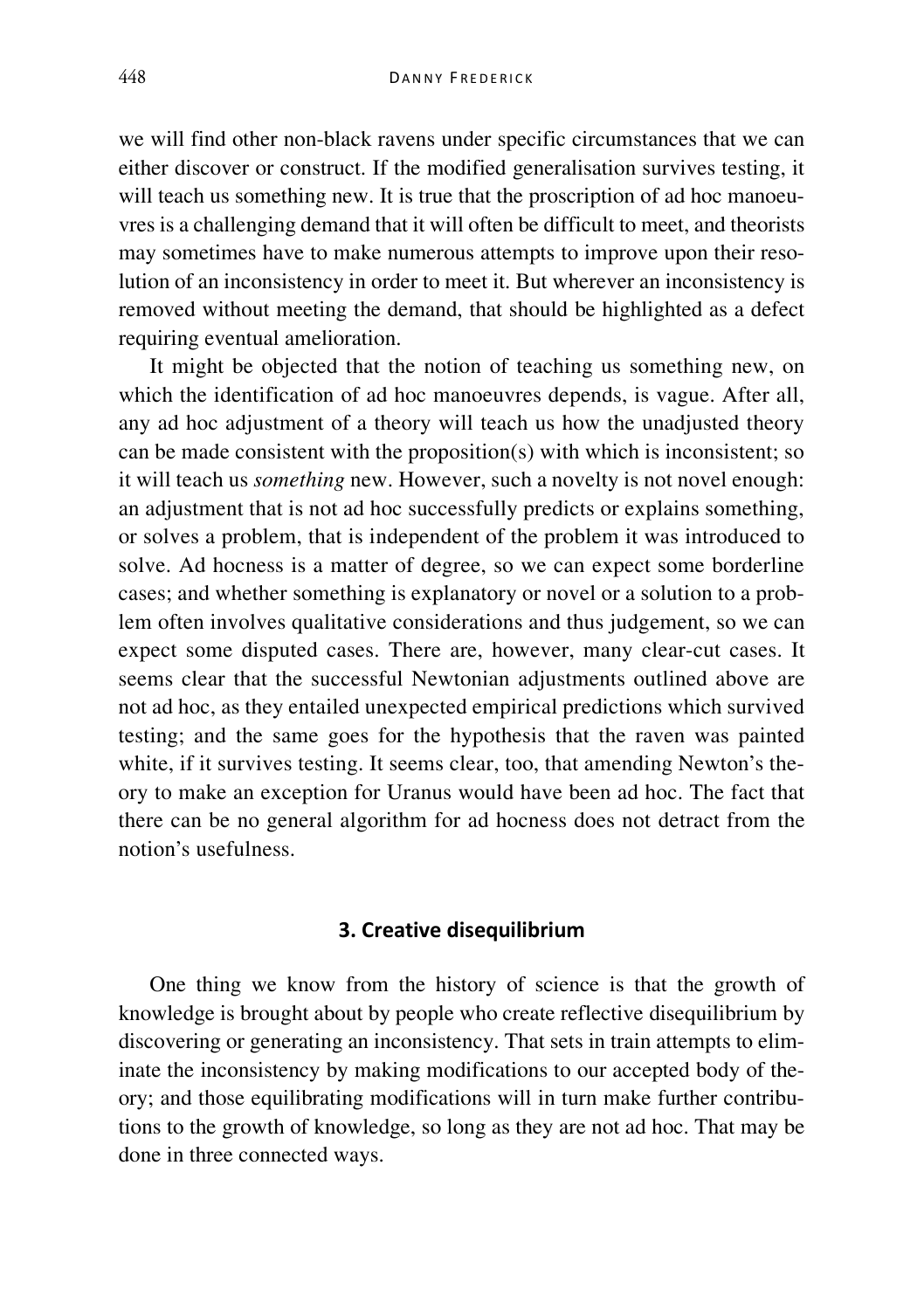we will find other non-black ravens under specific circumstances that we can either discover or construct. If the modified generalisation survives testing, it will teach us something new. It is true that the proscription of ad hoc manoeuvres is a challenging demand that it will often be difficult to meet, and theorists may sometimes have to make numerous attempts to improve upon their resolution of an inconsistency in order to meet it. But wherever an inconsistency is removed without meeting the demand, that should be highlighted as a defect requiring eventual amelioration.

It might be objected that the notion of teaching us something new, on which the identification of ad hoc manoeuvres depends, is vague. After all, any ad hoc adjustment of a theory will teach us how the unadjusted theory can be made consistent with the proposition(s) with which is inconsistent; so it will teach us *something* new. However, such a novelty is not novel enough: an adjustment that is not ad hoc successfully predicts or explains something, or solves a problem, that is independent of the problem it was introduced to solve. Ad hocness is a matter of degree, so we can expect some borderline cases; and whether something is explanatory or novel or a solution to a problem often involves qualitative considerations and thus judgement, so we can expect some disputed cases. There are, however, many clear-cut cases. It seems clear that the successful Newtonian adjustments outlined above are not ad hoc, as they entailed unexpected empirical predictions which survived testing; and the same goes for the hypothesis that the raven was painted white, if it survives testing. It seems clear, too, that amending Newton's theory to make an exception for Uranus would have been ad hoc. The fact that there can be no general algorithm for ad hocness does not detract from the notion's usefulness.

## 3. Creative disequilibrium

One thing we know from the history of science is that the growth of knowledge is brought about by people who create reflective disequilibrium by discovering or generating an inconsistency. That sets in train attempts to eliminate the inconsistency by making modifications to our accepted body of theory; and those equilibrating modifications will in turn make further contributions to the growth of knowledge, so long as they are not ad hoc. That may be done in three connected ways.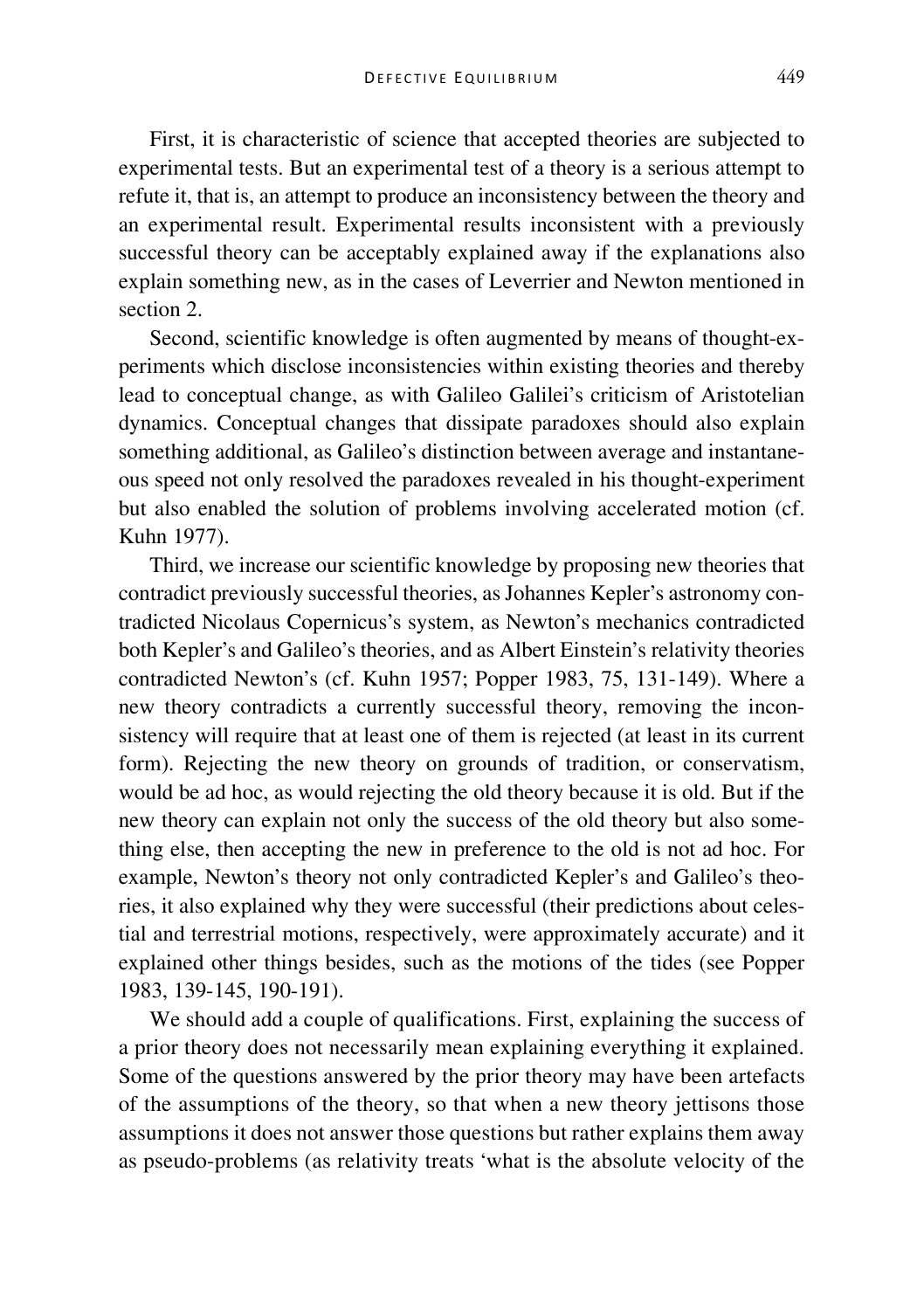First, it is characteristic of science that accepted theories are subjected to experimental tests. But an experimental test of a theory is a serious attempt to refute it, that is, an attempt to produce an inconsistency between the theory and an experimental result. Experimental results inconsistent with a previously successful theory can be acceptably explained away if the explanations also explain something new, as in the cases of Leverrier and Newton mentioned in section 2.

Second, scientific knowledge is often augmented by means of thought-experiments which disclose inconsistencies within existing theories and thereby lead to conceptual change, as with Galileo Galilei's criticism of Aristotelian dynamics. Conceptual changes that dissipate paradoxes should also explain something additional, as Galileo's distinction between average and instantaneous speed not only resolved the paradoxes revealed in his thought-experiment but also enabled the solution of problems involving accelerated motion (cf. Kuhn 1977).

Third, we increase our scientific knowledge by proposing new theories that contradict previously successful theories, as Johannes Kepler's astronomy contradicted Nicolaus Copernicus's system, as Newton's mechanics contradicted both Kepler's and Galileo's theories, and as Albert Einstein's relativity theories contradicted Newton's (cf. Kuhn 1957; Popper 1983, 75, 131-149). Where a new theory contradicts a currently successful theory, removing the inconsistency will require that at least one of them is rejected (at least in its current form). Rejecting the new theory on grounds of tradition, or conservatism, would be ad hoc, as would rejecting the old theory because it is old. But if the new theory can explain not only the success of the old theory but also something else, then accepting the new in preference to the old is not ad hoc. For example, Newton's theory not only contradicted Kepler's and Galileo's theories, it also explained why they were successful (their predictions about celestial and terrestrial motions, respectively, were approximately accurate) and it explained other things besides, such as the motions of the tides (see Popper 1983, 139-145, 190-191).

We should add a couple of qualifications. First, explaining the success of a prior theory does not necessarily mean explaining everything it explained. Some of the questions answered by the prior theory may have been artefacts of the assumptions of the theory, so that when a new theory jettisons those assumptions it does not answer those questions but rather explains them away as pseudo-problems (as relativity treats 'what is the absolute velocity of the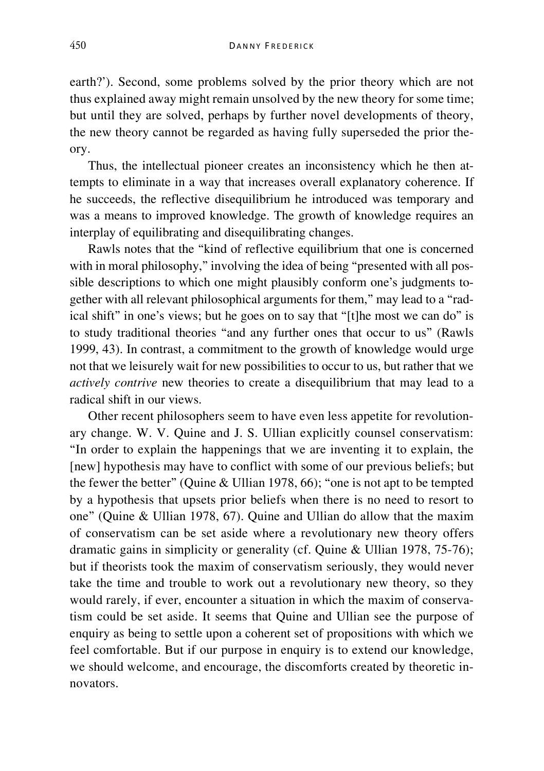earth?'). Second, some problems solved by the prior theory which are not thus explained away might remain unsolved by the new theory for some time; but until they are solved, perhaps by further novel developments of theory, the new theory cannot be regarded as having fully superseded the prior theory.

Thus, the intellectual pioneer creates an inconsistency which he then attempts to eliminate in a way that increases overall explanatory coherence. If he succeeds, the reflective disequilibrium he introduced was temporary and was a means to improved knowledge. The growth of knowledge requires an interplay of equilibrating and disequilibrating changes.

Rawls notes that the "kind of reflective equilibrium that one is concerned with in moral philosophy," involving the idea of being "presented with all possible descriptions to which one might plausibly conform one's judgments together with all relevant philosophical arguments for them," may lead to a "radical shift" in one's views; but he goes on to say that "[t]he most we can do" is to study traditional theories "and any further ones that occur to us" (Rawls 1999, 43). In contrast, a commitment to the growth of knowledge would urge not that we leisurely wait for new possibilities to occur to us, but rather that we *actively contrive* new theories to create a disequilibrium that may lead to a radical shift in our views.

Other recent philosophers seem to have even less appetite for revolutionary change. W. V. Quine and J. S. Ullian explicitly counsel conservatism: "In order to explain the happenings that we are inventing it to explain, the [new] hypothesis may have to conflict with some of our previous beliefs; but the fewer the better" (Quine & Ullian 1978, 66); "one is not apt to be tempted by a hypothesis that upsets prior beliefs when there is no need to resort to one" (Quine & Ullian 1978, 67). Quine and Ullian do allow that the maxim of conservatism can be set aside where a revolutionary new theory offers dramatic gains in simplicity or generality (cf. Quine & Ullian 1978, 75-76); but if theorists took the maxim of conservatism seriously, they would never take the time and trouble to work out a revolutionary new theory, so they would rarely, if ever, encounter a situation in which the maxim of conservatism could be set aside. It seems that Quine and Ullian see the purpose of enquiry as being to settle upon a coherent set of propositions with which we feel comfortable. But if our purpose in enquiry is to extend our knowledge, we should welcome, and encourage, the discomforts created by theoretic innovators.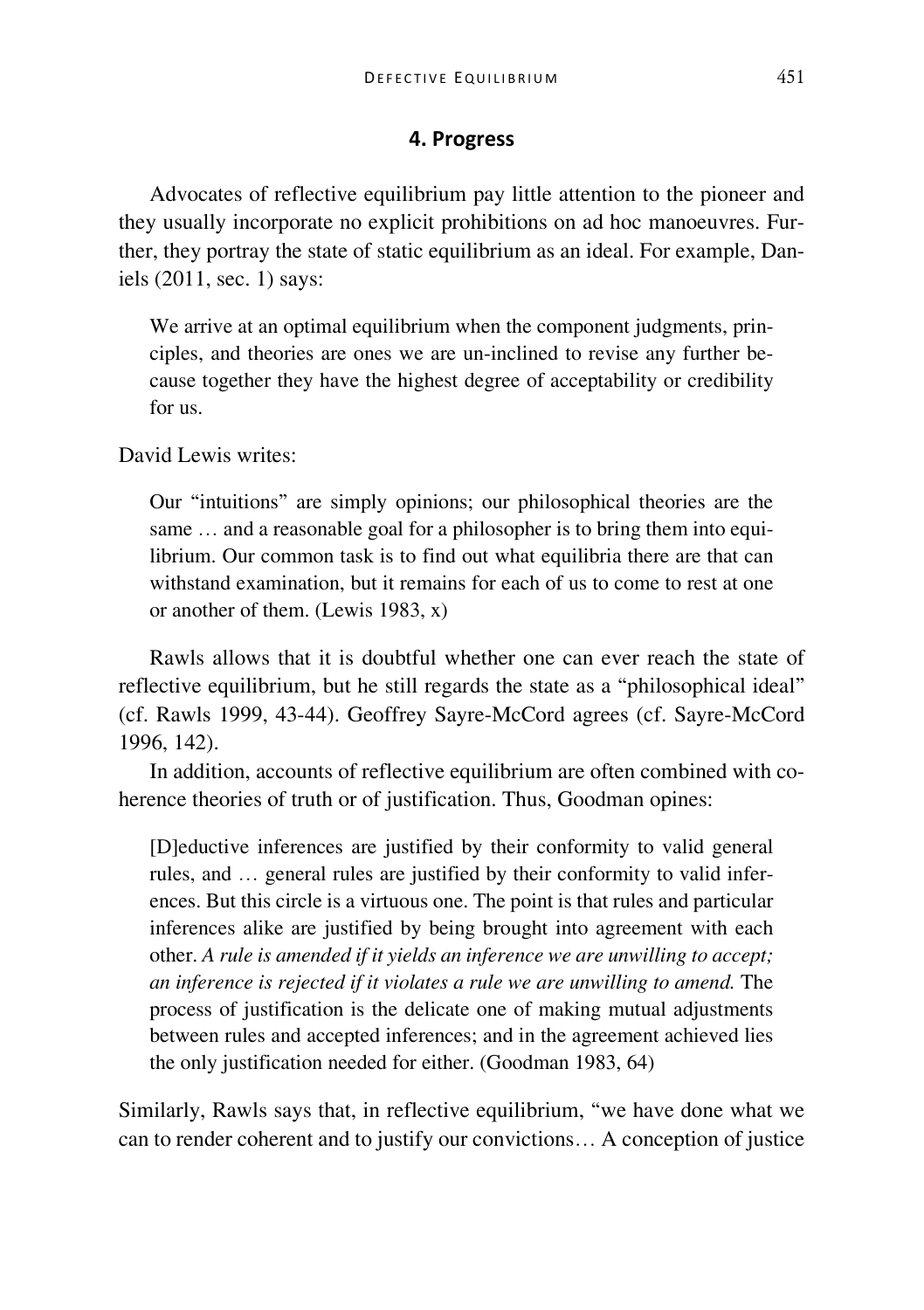## 4. Progress

Advocates of reflective equilibrium pay little attention to the pioneer and they usually incorporate no explicit prohibitions on ad hoc manoeuvres. Further, they portray the state of static equilibrium as an ideal. For example, Daniels (2011, sec. 1) says:

> We arrive at an optimal equilibrium when the component judgments, principles, and theories are ones we are un-inclined to revise any further because together they have the highest degree of acceptability or credibility for us.

David Lewis writes:

> Our "intuitions" are simply opinions; our philosophical theories are the same … and a reasonable goal for a philosopher is to bring them into equilibrium. Our common task is to find out what equilibria there are that can withstand examination, but it remains for each of us to come to rest at one or another of them. (Lewis 1983, x)

Rawls allows that it is doubtful whether one can ever reach the state of reflective equilibrium, but he still regards the state as a "philosophical ideal" (cf. Rawls 1999, 43-44). Geoffrey Sayre-McCord agrees (cf. Sayre-McCord 1996, 142).

In addition, accounts of reflective equilibrium are often combined with coherence theories of truth or of justification. Thus, Goodman opines:

> [D]eductive inferences are justified by their conformity to valid general rules, and … general rules are justified by their conformity to valid inferences. But this circle is a virtuous one. The point is that rules and particular inferences alike are justified by being brought into agreement with each other. *A rule is amended if it yields an inference we are unwilling to accept; an inference is rejected if it violates a rule we are unwilling to amend.* The process of justification is the delicate one of making mutual adjustments between rules and accepted inferences; and in the agreement achieved lies the only justification needed for either. (Goodman 1983, 64)

Similarly, Rawls says that, in reflective equilibrium, "we have done what we can to render coherent and to justify our convictions… A conception of justice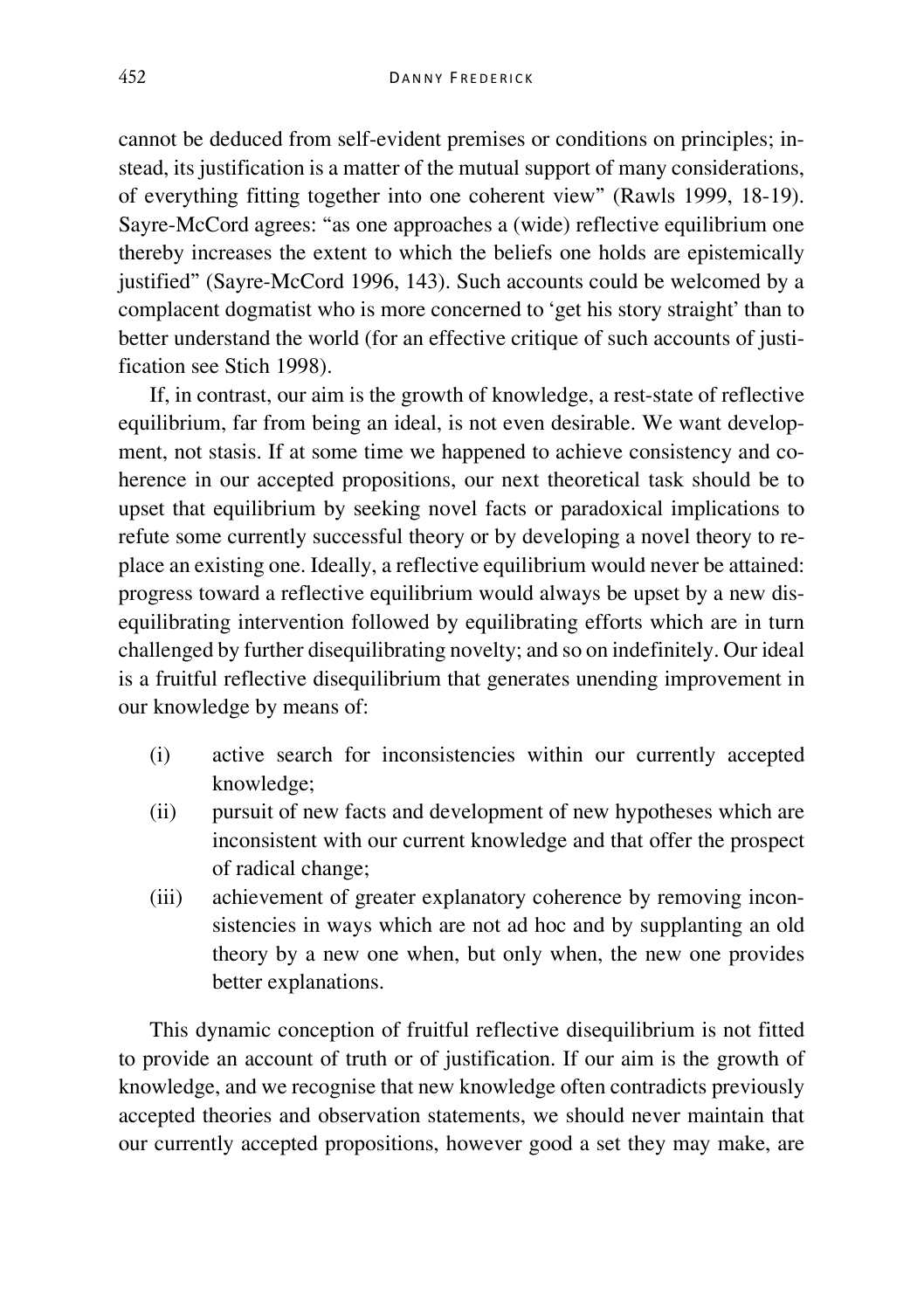cannot be deduced from self-evident premises or conditions on principles; instead, its justification is a matter of the mutual support of many considerations, of everything fitting together into one coherent view" (Rawls 1999, 18-19). Sayre-McCord agrees: "as one approaches a (wide) reflective equilibrium one thereby increases the extent to which the beliefs one holds are epistemically justified" (Sayre-McCord 1996, 143). Such accounts could be welcomed by a complacent dogmatist who is more concerned to 'get his story straight' than to better understand the world (for an effective critique of such accounts of justification see Stich 1998).

If, in contrast, our aim is the growth of knowledge, a rest-state of reflective equilibrium, far from being an ideal, is not even desirable. We want development, not stasis. If at some time we happened to achieve consistency and coherence in our accepted propositions, our next theoretical task should be to upset that equilibrium by seeking novel facts or paradoxical implications to refute some currently successful theory or by developing a novel theory to replace an existing one. Ideally, a reflective equilibrium would never be attained: progress toward a reflective equilibrium would always be upset by a new disequilibrating intervention followed by equilibrating efforts which are in turn challenged by further disequilibrating novelty; and so on indefinitely. Our ideal is a fruitful reflective disequilibrium that generates unending improvement in our knowledge by means of:

(i) active search for inconsistencies within our currently accepted knowledge;
(ii) pursuit of new facts and development of new hypotheses which are inconsistent with our current knowledge and that offer the prospect of radical change;
(iii) achievement of greater explanatory coherence by removing inconsistencies in ways which are not ad hoc and by supplanting an old theory by a new one when, but only when, the new one provides better explanations.

This dynamic conception of fruitful reflective disequilibrium is not fitted to provide an account of truth or of justification. If our aim is the growth of knowledge, and we recognise that new knowledge often contradicts previously accepted theories and observation statements, we should never maintain that our currently accepted propositions, however good a set they may make, are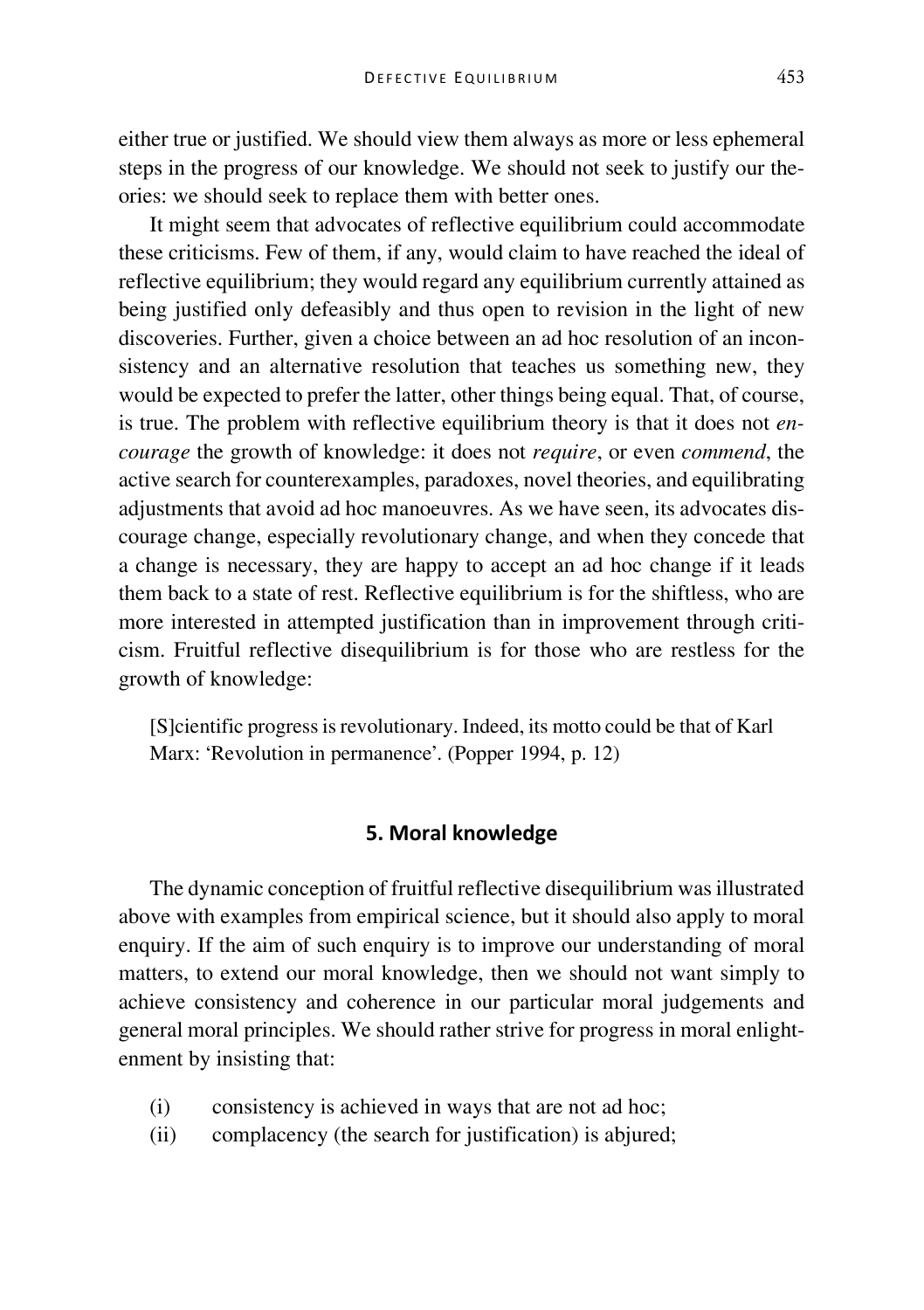either true or justified. We should view them always as more or less ephemeral steps in the progress of our knowledge. We should not seek to justify our theories: we should seek to replace them with better ones.

It might seem that advocates of reflective equilibrium could accommodate these criticisms. Few of them, if any, would claim to have reached the ideal of reflective equilibrium; they would regard any equilibrium currently attained as being justified only defeasibly and thus open to revision in the light of new discoveries. Further, given a choice between an ad hoc resolution of an inconsistency and an alternative resolution that teaches us something new, they would be expected to prefer the latter, other things being equal. That, of course, is true. The problem with reflective equilibrium theory is that it does not *encourage* the growth of knowledge: it does not *require*, or even *commend*, the active search for counterexamples, paradoxes, novel theories, and equilibrating adjustments that avoid ad hoc manoeuvres. As we have seen, its advocates discourage change, especially revolutionary change, and when they concede that a change is necessary, they are happy to accept an ad hoc change if it leads them back to a state of rest. Reflective equilibrium is for the shiftless, who are more interested in attempted justification than in improvement through criticism. Fruitful reflective disequilibrium is for those who are restless for the growth of knowledge:

> [S]cientific progress is revolutionary. Indeed, its motto could be that of Karl Marx: 'Revolution in permanence'. (Popper 1994, p. 12)

## 5. Moral knowledge

The dynamic conception of fruitful reflective disequilibrium was illustrated above with examples from empirical science, but it should also apply to moral enquiry. If the aim of such enquiry is to improve our understanding of moral matters, to extend our moral knowledge, then we should not want simply to achieve consistency and coherence in our particular moral judgements and general moral principles. We should rather strive for progress in moral enlightenment by insisting that:

(i) consistency is achieved in ways that are not ad hoc;
(ii) complacency (the search for justification) is abjured;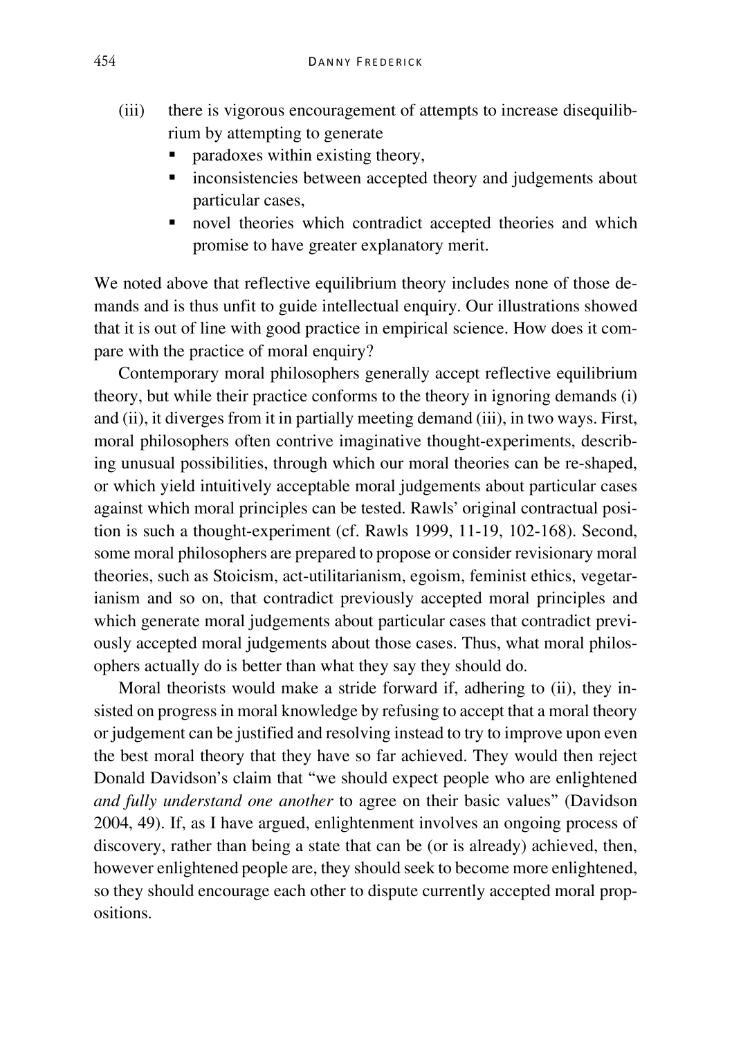(iii) there is vigorous encouragement of attempts to increase disequilibrium by attempting to generate
   - paradoxes within existing theory,
   - inconsistencies between accepted theory and judgements about particular cases,
   - novel theories which contradict accepted theories and which promise to have greater explanatory merit.

We noted above that reflective equilibrium theory includes none of those demands and is thus unfit to guide intellectual enquiry. Our illustrations showed that it is out of line with good practice in empirical science. How does it compare with the practice of moral enquiry?

Contemporary moral philosophers generally accept reflective equilibrium theory, but while their practice conforms to the theory in ignoring demands (i) and (ii), it diverges from it in partially meeting demand (iii), in two ways. First, moral philosophers often contrive imaginative thought-experiments, describing unusual possibilities, through which our moral theories can be re-shaped, or which yield intuitively acceptable moral judgements about particular cases against which moral principles can be tested. Rawls' original contractual position is such a thought-experiment (cf. Rawls 1999, 11-19, 102-168). Second, some moral philosophers are prepared to propose or consider revisionary moral theories, such as Stoicism, act-utilitarianism, egoism, feminist ethics, vegetarianism and so on, that contradict previously accepted moral principles and which generate moral judgements about particular cases that contradict previously accepted moral judgements about those cases. Thus, what moral philosophers actually do is better than what they say they should do.

Moral theorists would make a stride forward if, adhering to (ii), they insisted on progress in moral knowledge by refusing to accept that a moral theory or judgement can be justified and resolving instead to try to improve upon even the best moral theory that they have so far achieved. They would then reject Donald Davidson's claim that "we should expect people who are enlightened *and fully understand one another* to agree on their basic values" (Davidson 2004, 49). If, as I have argued, enlightenment involves an ongoing process of discovery, rather than being a state that can be (or is already) achieved, then, however enlightened people are, they should seek to become more enlightened, so they should encourage each other to dispute currently accepted moral propositions.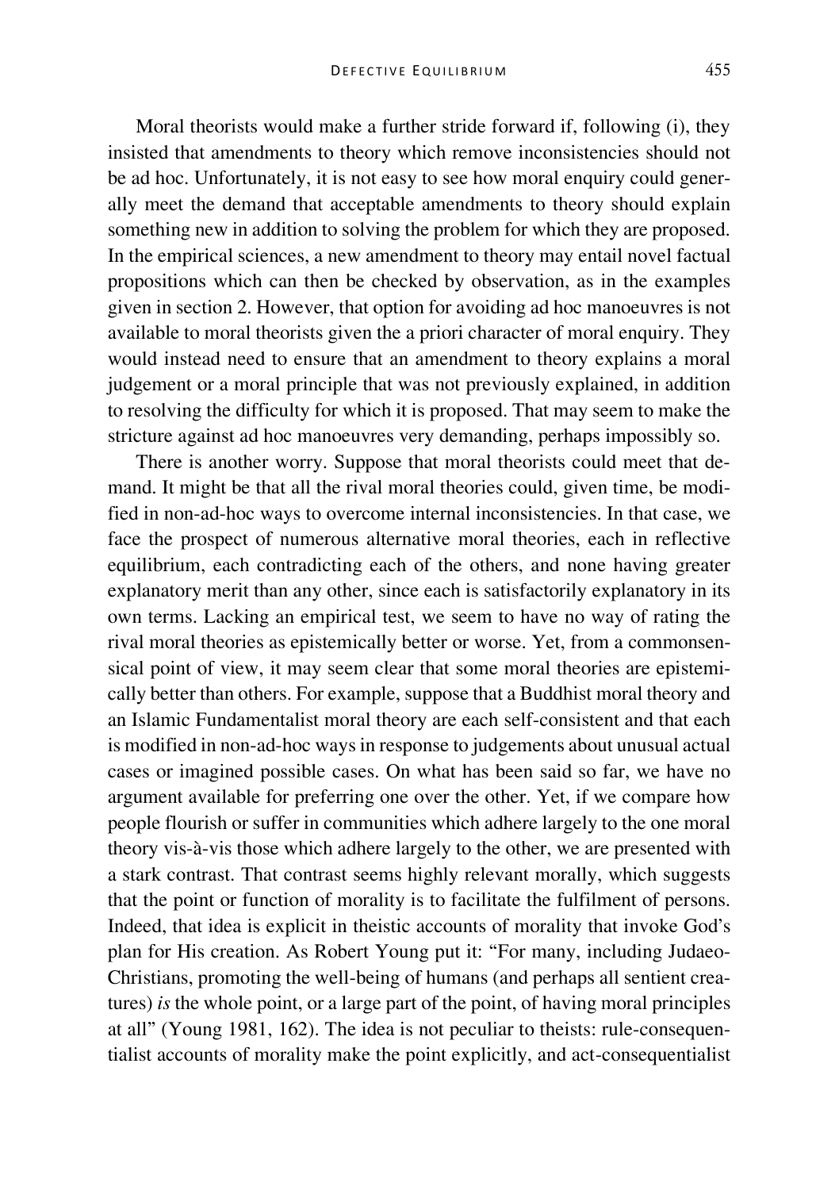Moral theorists would make a further stride forward if, following (i), they insisted that amendments to theory which remove inconsistencies should not be ad hoc. Unfortunately, it is not easy to see how moral enquiry could generally meet the demand that acceptable amendments to theory should explain something new in addition to solving the problem for which they are proposed. In the empirical sciences, a new amendment to theory may entail novel factual propositions which can then be checked by observation, as in the examples given in section 2. However, that option for avoiding ad hoc manoeuvres is not available to moral theorists given the a priori character of moral enquiry. They would instead need to ensure that an amendment to theory explains a moral judgement or a moral principle that was not previously explained, in addition to resolving the difficulty for which it is proposed. That may seem to make the stricture against ad hoc manoeuvres very demanding, perhaps impossibly so.

There is another worry. Suppose that moral theorists could meet that demand. It might be that all the rival moral theories could, given time, be modified in non-ad-hoc ways to overcome internal inconsistencies. In that case, we face the prospect of numerous alternative moral theories, each in reflective equilibrium, each contradicting each of the others, and none having greater explanatory merit than any other, since each is satisfactorily explanatory in its own terms. Lacking an empirical test, we seem to have no way of rating the rival moral theories as epistemically better or worse. Yet, from a commonsensical point of view, it may seem clear that some moral theories are epistemically better than others. For example, suppose that a Buddhist moral theory and an Islamic Fundamentalist moral theory are each self-consistent and that each is modified in non-ad-hoc ways in response to judgements about unusual actual cases or imagined possible cases. On what has been said so far, we have no argument available for preferring one over the other. Yet, if we compare how people flourish or suffer in communities which adhere largely to the one moral theory vis-à-vis those which adhere largely to the other, we are presented with a stark contrast. That contrast seems highly relevant morally, which suggests that the point or function of morality is to facilitate the fulfilment of persons. Indeed, that idea is explicit in theistic accounts of morality that invoke God's plan for His creation. As Robert Young put it: "For many, including Judaeo-Christians, promoting the well-being of humans (and perhaps all sentient creatures) *is* the whole point, or a large part of the point, of having moral principles at all" (Young 1981, 162). The idea is not peculiar to theists: rule-consequentialist accounts of morality make the point explicitly, and act-consequentialist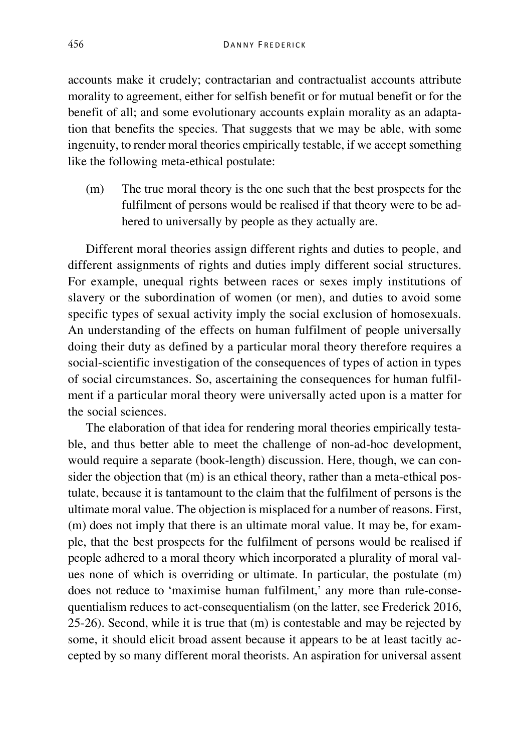accounts make it crudely; contractarian and contractualist accounts attribute morality to agreement, either for selfish benefit or for mutual benefit or for the benefit of all; and some evolutionary accounts explain morality as an adaptation that benefits the species. That suggests that we may be able, with some ingenuity, to render moral theories empirically testable, if we accept something like the following meta-ethical postulate:

> (m) The true moral theory is the one such that the best prospects for the fulfilment of persons would be realised if that theory were to be adhered to universally by people as they actually are.

Different moral theories assign different rights and duties to people, and different assignments of rights and duties imply different social structures. For example, unequal rights between races or sexes imply institutions of slavery or the subordination of women (or men), and duties to avoid some specific types of sexual activity imply the social exclusion of homosexuals. An understanding of the effects on human fulfilment of people universally doing their duty as defined by a particular moral theory therefore requires a social-scientific investigation of the consequences of types of action in types of social circumstances. So, ascertaining the consequences for human fulfilment if a particular moral theory were universally acted upon is a matter for the social sciences.

The elaboration of that idea for rendering moral theories empirically testable, and thus better able to meet the challenge of non-ad-hoc development, would require a separate (book-length) discussion. Here, though, we can consider the objection that (m) is an ethical theory, rather than a meta-ethical postulate, because it is tantamount to the claim that the fulfilment of persons is the ultimate moral value. The objection is misplaced for a number of reasons. First, (m) does not imply that there is an ultimate moral value. It may be, for example, that the best prospects for the fulfilment of persons would be realised if people adhered to a moral theory which incorporated a plurality of moral values none of which is overriding or ultimate. In particular, the postulate (m) does not reduce to 'maximise human fulfilment,' any more than rule-consequentialism reduces to act-consequentialism (on the latter, see Frederick 2016, 25-26). Second, while it is true that (m) is contestable and may be rejected by some, it should elicit broad assent because it appears to be at least tacitly accepted by so many different moral theorists. An aspiration for universal assent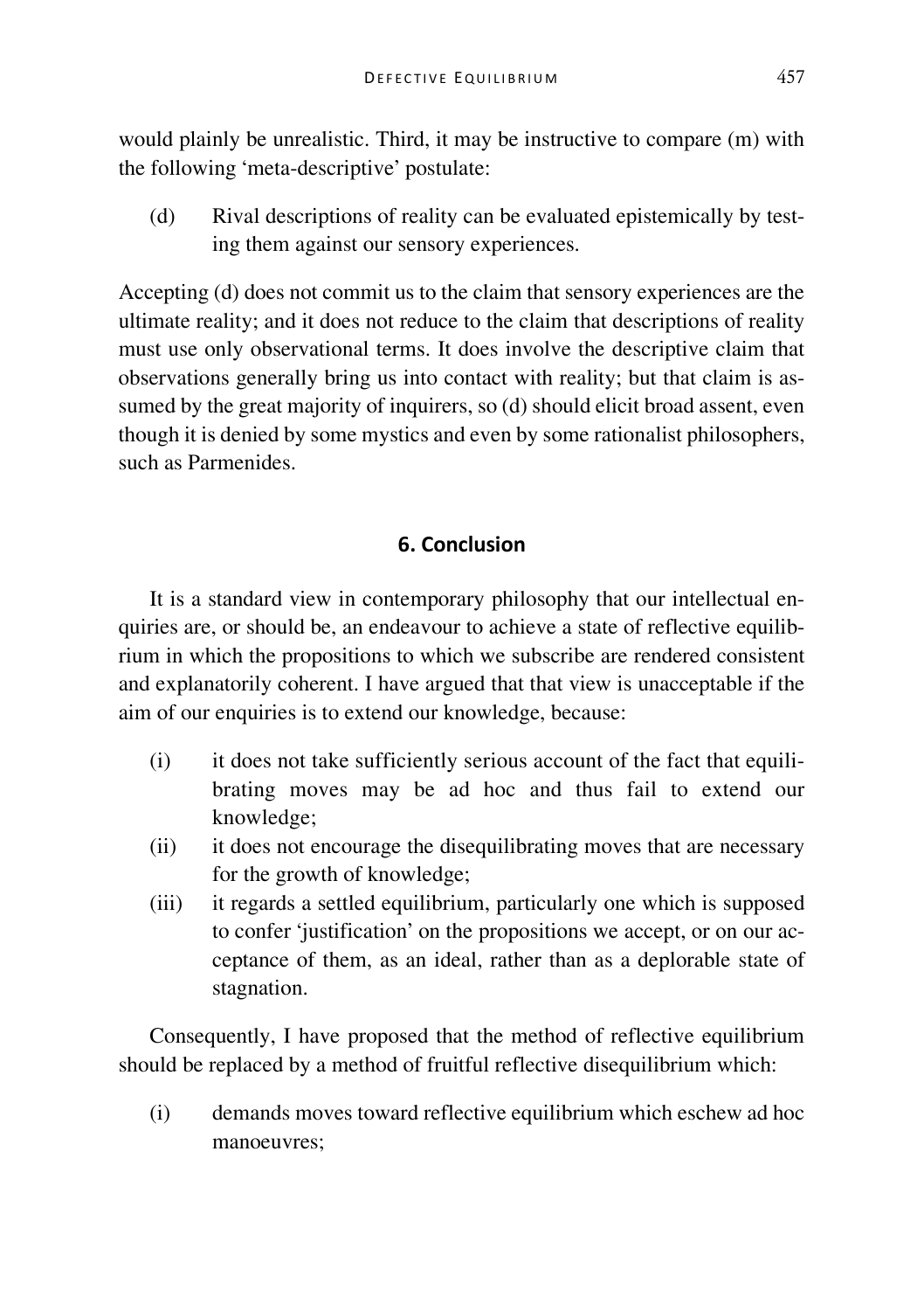would plainly be unrealistic. Third, it may be instructive to compare (m) with the following 'meta-descriptive' postulate:

(d) Rival descriptions of reality can be evaluated epistemically by testing them against our sensory experiences.

Accepting (d) does not commit us to the claim that sensory experiences are the ultimate reality; and it does not reduce to the claim that descriptions of reality must use only observational terms. It does involve the descriptive claim that observations generally bring us into contact with reality; but that claim is assumed by the great majority of inquirers, so (d) should elicit broad assent, even though it is denied by some mystics and even by some rationalist philosophers, such as Parmenides.

## 6. Conclusion

It is a standard view in contemporary philosophy that our intellectual enquiries are, or should be, an endeavour to achieve a state of reflective equilibrium in which the propositions to which we subscribe are rendered consistent and explanatorily coherent. I have argued that that view is unacceptable if the aim of our enquiries is to extend our knowledge, because:

(i) it does not take sufficiently serious account of the fact that equilibrating moves may be ad hoc and thus fail to extend our knowledge;
(ii) it does not encourage the disequilibrating moves that are necessary for the growth of knowledge;
(iii) it regards a settled equilibrium, particularly one which is supposed to confer 'justification' on the propositions we accept, or on our acceptance of them, as an ideal, rather than as a deplorable state of stagnation.

Consequently, I have proposed that the method of reflective equilibrium should be replaced by a method of fruitful reflective disequilibrium which:

(i) demands moves toward reflective equilibrium which eschew ad hoc manoeuvres;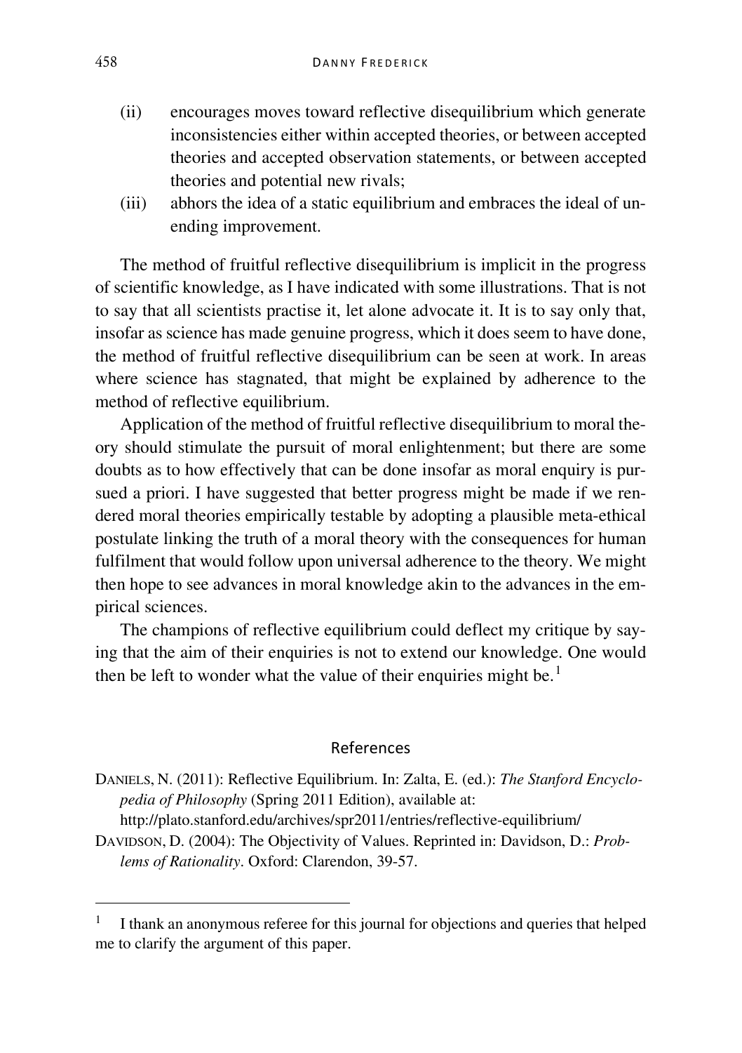(ii) encourages moves toward reflective disequilibrium which generate inconsistencies either within accepted theories, or between accepted theories and accepted observation statements, or between accepted theories and potential new rivals;

(iii) abhors the idea of a static equilibrium and embraces the ideal of unending improvement.

The method of fruitful reflective disequilibrium is implicit in the progress of scientific knowledge, as I have indicated with some illustrations. That is not to say that all scientists practise it, let alone advocate it. It is to say only that, insofar as science has made genuine progress, which it does seem to have done, the method of fruitful reflective disequilibrium can be seen at work. In areas where science has stagnated, that might be explained by adherence to the method of reflective equilibrium.

Application of the method of fruitful reflective disequilibrium to moral theory should stimulate the pursuit of moral enlightenment; but there are some doubts as to how effectively that can be done insofar as moral enquiry is pursued a priori. I have suggested that better progress might be made if we rendered moral theories empirically testable by adopting a plausible meta-ethical postulate linking the truth of a moral theory with the consequences for human fulfilment that would follow upon universal adherence to the theory. We might then hope to see advances in moral knowledge akin to the advances in the empirical sciences.

The champions of reflective equilibrium could deflect my critique by saying that the aim of their enquiries is not to extend our knowledge. One would then be left to wonder what the value of their enquiries might be.[1]

## References

DANIELS, N. (2011): Reflective Equilibrium. In: Zalta, E. (ed.): *The Stanford Encyclopedia of Philosophy* (Spring 2011 Edition), available at: http://plato.stanford.edu/archives/spr2011/entries/reflective-equilibrium/

DAVIDSON, D. (2004): The Objectivity of Values. Reprinted in: Davidson, D.: *Problems of Rationality*. Oxford: Clarendon, 39-57.

[1] I thank an anonymous referee for this journal for objections and queries that helped me to clarify the argument of this paper.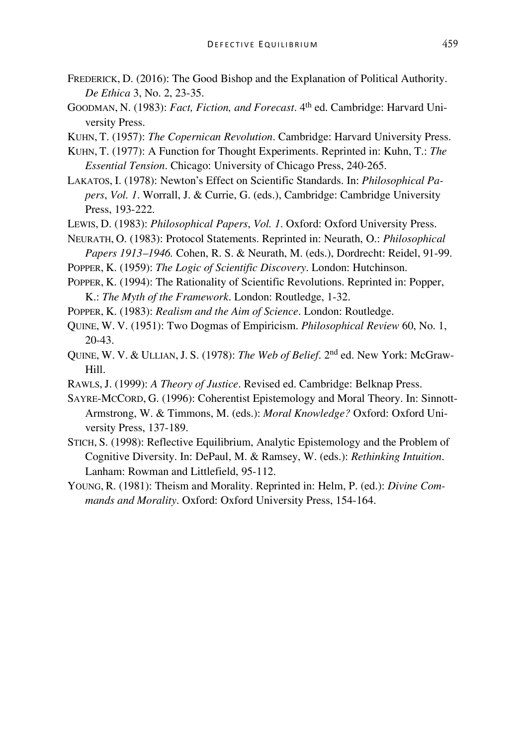FREDERICK, D. (2016): The Good Bishop and the Explanation of Political Authority. *De Ethica* 3, No. 2, 23-35.

GOODMAN, N. (1983): *Fact, Fiction, and Forecast*. 4th ed. Cambridge: Harvard University Press.

KUHN, T. (1957): *The Copernican Revolution*. Cambridge: Harvard University Press.

KUHN, T. (1977): A Function for Thought Experiments. Reprinted in: Kuhn, T.: *The Essential Tension*. Chicago: University of Chicago Press, 240-265.

LAKATOS, I. (1978): Newton's Effect on Scientific Standards. In: *Philosophical Papers*, *Vol. 1*. Worrall, J. & Currie, G. (eds.), Cambridge: Cambridge University Press, 193-222.

LEWIS, D. (1983): *Philosophical Papers*, *Vol. 1*. Oxford: Oxford University Press.

NEURATH, O. (1983): Protocol Statements. Reprinted in: Neurath, O.: *Philosophical Papers 1913–1946.* Cohen, R. S. & Neurath, M. (eds.), Dordrecht: Reidel, 91-99.

POPPER, K. (1959): *The Logic of Scientific Discovery*. London: Hutchinson.

POPPER, K. (1994): The Rationality of Scientific Revolutions. Reprinted in: Popper, K.: *The Myth of the Framework*. London: Routledge, 1-32.

POPPER, K. (1983): *Realism and the Aim of Science*. London: Routledge.

QUINE, W. V. (1951): Two Dogmas of Empiricism. *Philosophical Review* 60, No. 1, 20-43.

QUINE, W. V. & ULLIAN, J. S. (1978): *The Web of Belief.* 2nd ed. New York: McGraw-Hill.

RAWLS, J. (1999): *A Theory of Justice*. Revised ed. Cambridge: Belknap Press.

SAYRE-MCCORD, G. (1996): Coherentist Epistemology and Moral Theory. In: Sinnott-Armstrong, W. & Timmons, M. (eds.): *Moral Knowledge?* Oxford: Oxford University Press, 137-189.

STICH, S. (1998): Reflective Equilibrium, Analytic Epistemology and the Problem of Cognitive Diversity. In: DePaul, M. & Ramsey, W. (eds.): *Rethinking Intuition*. Lanham: Rowman and Littlefield, 95-112.

YOUNG, R. (1981): Theism and Morality. Reprinted in: Helm, P. (ed.): *Divine Commands and Morality*. Oxford: Oxford University Press, 154-164.